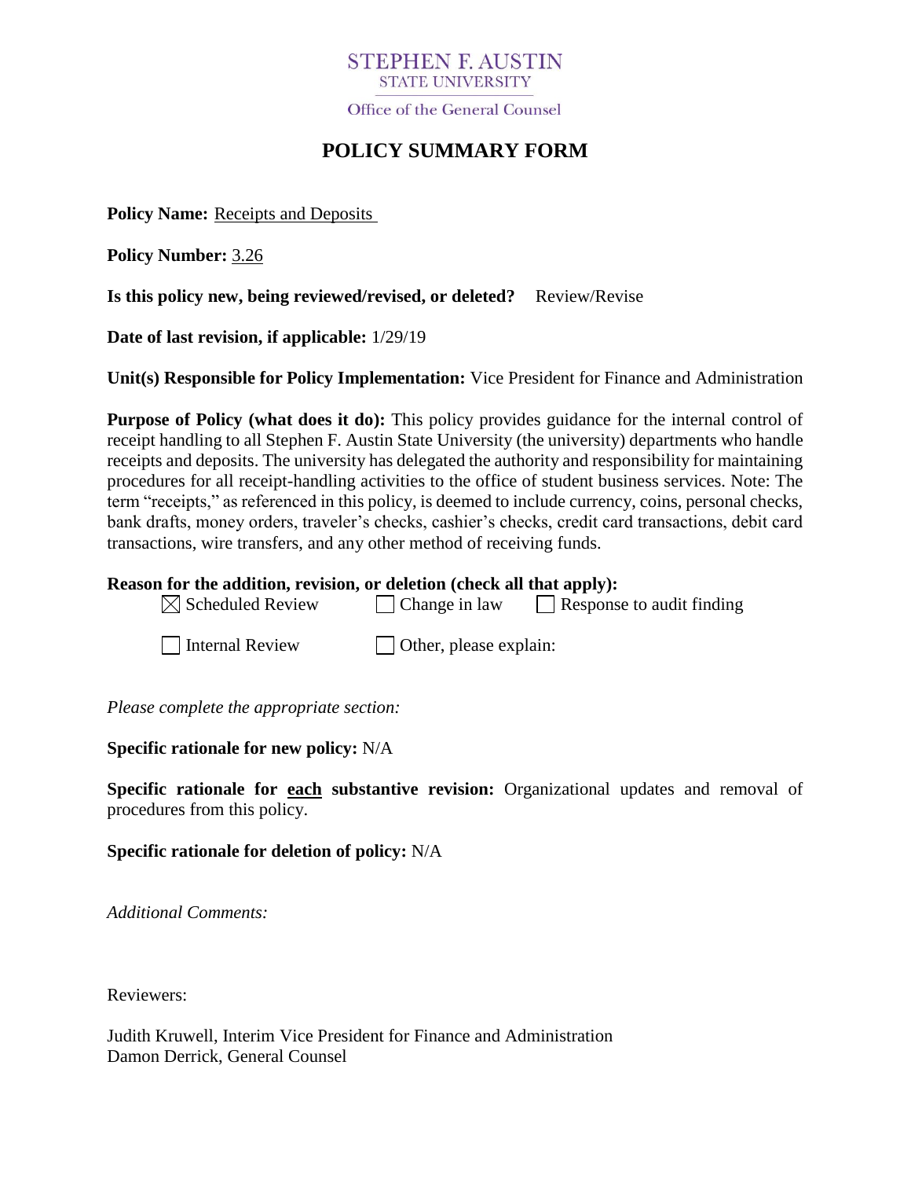STEPHEN F. AUSTIN
STATE UNIVERSITY

Office of the General Counsel

# POLICY SUMMARY FORM

**Policy Name:** Receipts and Deposits

**Policy Number:** 3.26

**Is this policy new, being reviewed/revised, or deleted?** Review/Revise

**Date of last revision, if applicable:** 1/29/19

**Unit(s) Responsible for Policy Implementation:** Vice President for Finance and Administration

**Purpose of Policy (what does it do):** This policy provides guidance for the internal control of receipt handling to all Stephen F. Austin State University (the university) departments who handle receipts and deposits. The university has delegated the authority and responsibility for maintaining procedures for all receipt-handling activities to the office of student business services. Note: The term "receipts," as referenced in this policy, is deemed to include currency, coins, personal checks, bank drafts, money orders, traveler's checks, cashier's checks, credit card transactions, debit card transactions, wire transfers, and any other method of receiving funds.

**Reason for the addition, revision, or deletion (check all that apply):**

- ☒ Scheduled Review
- ☐ Change in law
- ☐ Response to audit finding
- ☐ Internal Review
- ☐ Other, please explain:

*Please complete the appropriate section:*

**Specific rationale for new policy:** N/A

**Specific rationale for each substantive revision:** Organizational updates and removal of procedures from this policy.

**Specific rationale for deletion of policy:** N/A

*Additional Comments:*

Reviewers:

Judith Kruwell, Interim Vice President for Finance and Administration
Damon Derrick, General Counsel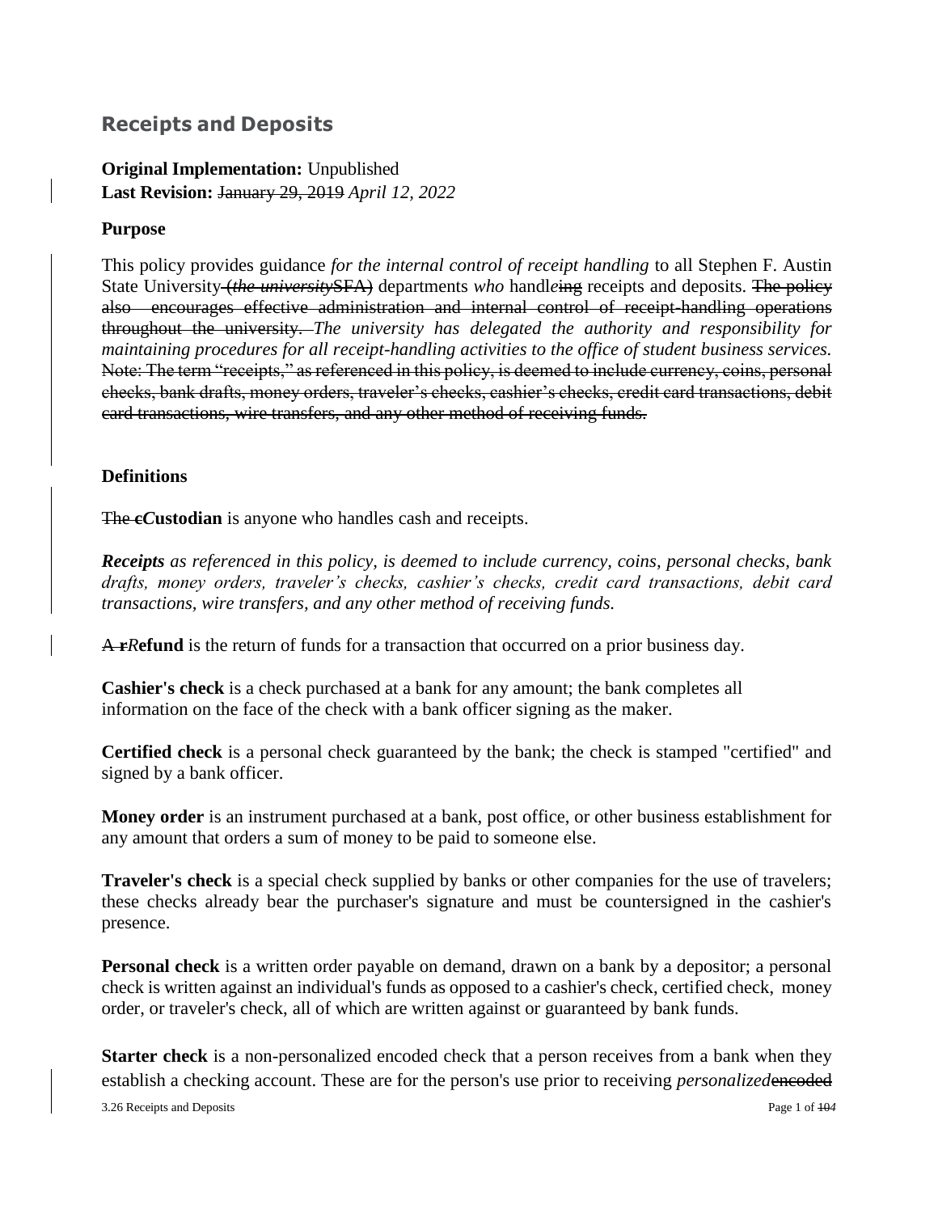## Receipts and Deposits

**Original Implementation:** Unpublished
**Last Revision:** ~~January 29, 2019~~ *April 12, 2022*

### Purpose

This policy provides guidance *for the internal control of receipt handling* to all Stephen F. Austin State University ~~(*the university*~~SFA~~)~~ departments *who* handl*e*~~ing~~ receipts and deposits. ~~The policy also encourages effective administration and internal control of receipt-handling operations throughout the university.~~ *The university has delegated the authority and responsibility for maintaining procedures for all receipt-handling activities to the office of student business services.* ~~Note: The term "receipts," as referenced in this policy, is deemed to include currency, coins, personal checks, bank drafts, money orders, traveler's checks, cashier's checks, credit card transactions, debit card transactions, wire transfers, and any other method of receiving funds.~~

### Definitions

~~The c~~***C*ustodian** is anyone who handles cash and receipts.

***Receipts*** *as referenced in this policy, is deemed to include currency, coins, personal checks, bank drafts, money orders, traveler's checks, cashier's checks, credit card transactions, debit card transactions, wire transfers, and any other method of receiving funds.*

~~A r~~***R*efund** is the return of funds for a transaction that occurred on a prior business day.

**Cashier's check** is a check purchased at a bank for any amount; the bank completes all information on the face of the check with a bank officer signing as the maker.

**Certified check** is a personal check guaranteed by the bank; the check is stamped "certified" and signed by a bank officer.

**Money order** is an instrument purchased at a bank, post office, or other business establishment for any amount that orders a sum of money to be paid to someone else.

**Traveler's check** is a special check supplied by banks or other companies for the use of travelers; these checks already bear the purchaser's signature and must be countersigned in the cashier's presence.

**Personal check** is a written order payable on demand, drawn on a bank by a depositor; a personal check is written against an individual's funds as opposed to a cashier's check, certified check, money order, or traveler's check, all of which are written against or guaranteed by bank funds.

**Starter check** is a non-personalized encoded check that a person receives from a bank when they establish a checking account. These are for the person's use prior to receiving *personalized*~~encoded~~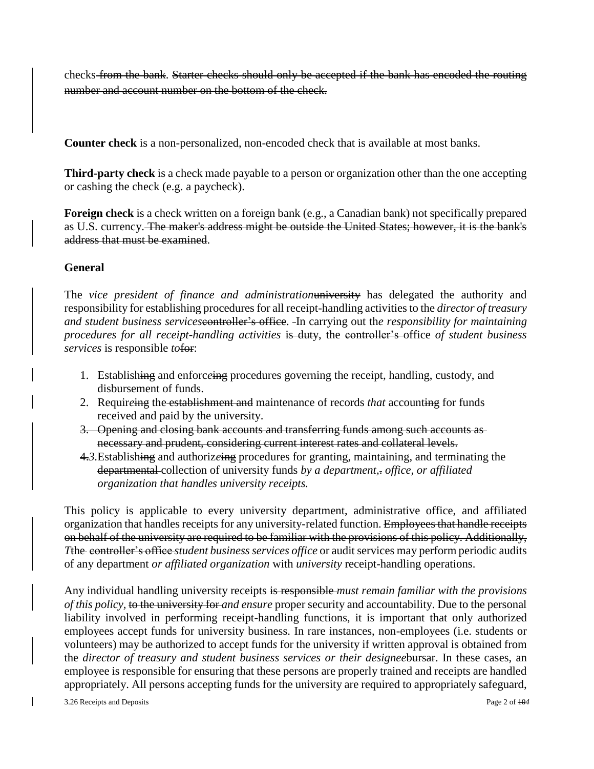checks~~ from the bank~~. ~~Starter checks should only be accepted if the bank has encoded the routing number and account number on the bottom of the check.~~

**Counter check** is a non-personalized, non-encoded check that is available at most banks.

**Third-party check** is a check made payable to a person or organization other than the one accepting or cashing the check (e.g. a paycheck).

**Foreign check** is a check written on a foreign bank (e.g., a Canadian bank) not specifically prepared as U.S. currency.~~ The maker's address might be outside the United States; however, it is the bank's address that must be examined~~.

## General

The *vice president of finance and administration*~~university~~ has delegated the authority and responsibility for establishing procedures for all receipt-handling activities to the *director of treasury and student business services*~~controller's office~~. In carrying out th*e responsibility for maintaining procedures for all receipt-handling activities* ~~is duty~~, the ~~controller's~~ office *of student business services* is responsible *to*~~for~~:

1. Establish~~ing~~ and enforc*e*~~ing~~ procedures governing the receipt, handling, custody, and disbursement of funds.
2. Requir*e*~~ing~~ the~~ establishment and~~ maintenance of records *that* account~~ing~~ for funds received and paid by the university.
3. ~~Opening and closing bank accounts and transferring funds among such accounts as necessary and prudent, considering current interest rates and collateral levels.~~

~~4.~~*3.* Establish~~ing~~ and authoriz*e*~~ing~~ procedures for granting, maintaining, and terminating the ~~departmental~~ collection of university funds *by a department,*~~.~~ *office, or affiliated organization that handles university receipts.*

This policy is applicable to every university department, administrative office, and affiliated organization that handles receipts for any university-related function. ~~Employees that handle receipts on behalf of the university are required to be familiar with the provisions of this policy. Additionally,~~ *T*~~t~~he ~~controller's office~~ *student business services office* or audit services may perform periodic audits of any department *or affiliated organization* with *university* receipt-handling operations.

Any individual handling university receipts ~~is responsible~~ *must remain familiar with the provisions of this policy*, ~~to the university for~~ *and ensure* proper security and accountability. Due to the personal liability involved in performing receipt-handling functions, it is important that only authorized employees accept funds for university business. In rare instances, non-employees (i.e. students or volunteers) may be authorized to accept fund*s* for the university if written approval is obtained from the *director of treasury and student business services or their designee*~~bursar~~. In these cases, an employee is responsible for ensuring that these persons are properly trained and receipts are handled appropriately. All persons accepting funds for the university are required to appropriately safeguard,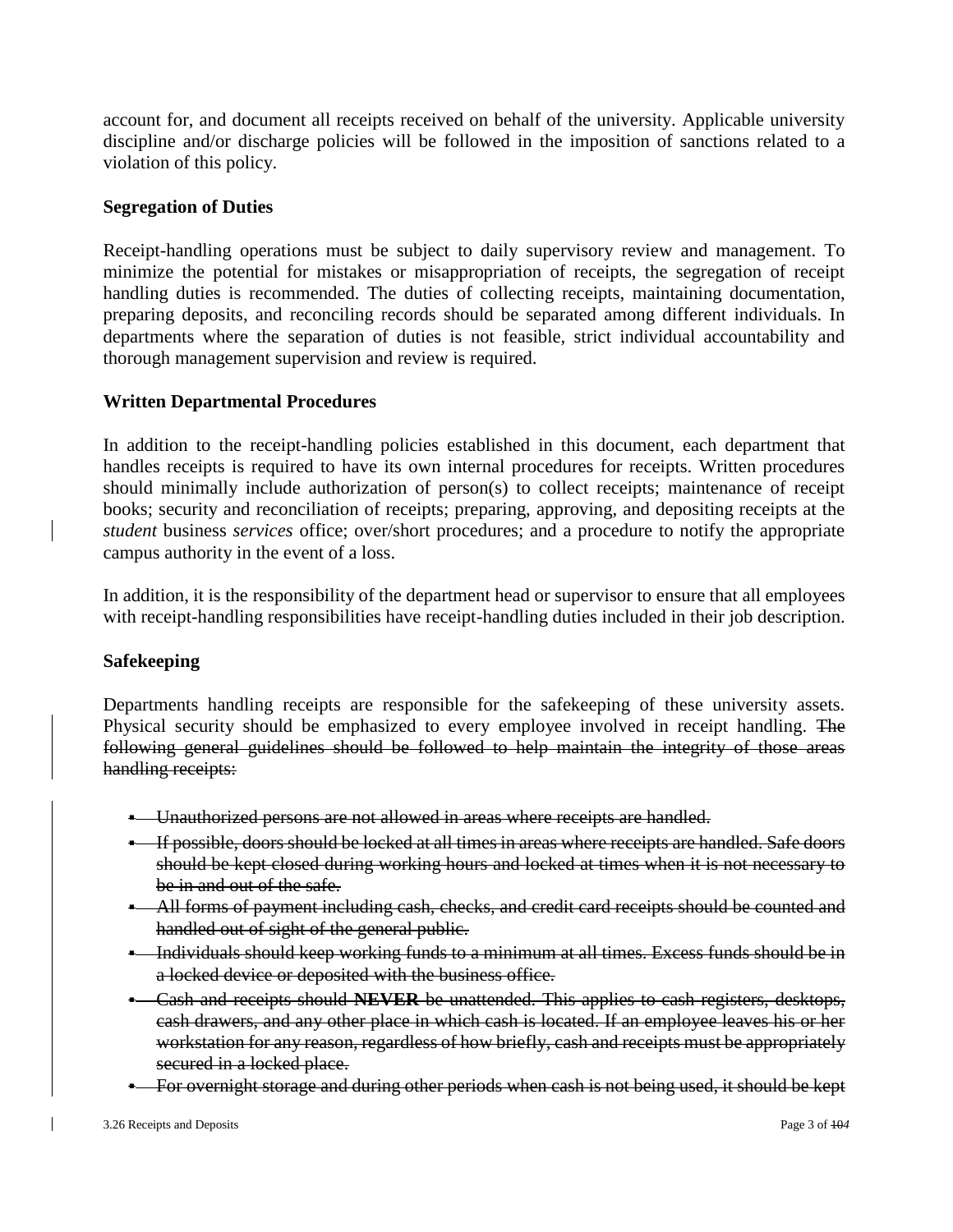account for, and document all receipts received on behalf of the university. Applicable university discipline and/or discharge policies will be followed in the imposition of sanctions related to a violation of this policy.

**Segregation of Duties**

Receipt-handling operations must be subject to daily supervisory review and management. To minimize the potential for mistakes or misappropriation of receipts, the segregation of receipt handling duties is recommended. The duties of collecting receipts, maintaining documentation, preparing deposits, and reconciling records should be separated among different individuals. In departments where the separation of duties is not feasible, strict individual accountability and thorough management supervision and review is required.

**Written Departmental Procedures**

In addition to the receipt-handling policies established in this document, each department that handles receipts is required to have its own internal procedures for receipts. Written procedures should minimally include authorization of person(s) to collect receipts; maintenance of receipt books; security and reconciliation of receipts; preparing, approving, and depositing receipts at the *student* business *services* office; over/short procedures; and a procedure to notify the appropriate campus authority in the event of a loss.

In addition, it is the responsibility of the department head or supervisor to ensure that all employees with receipt-handling responsibilities have receipt-handling duties included in their job description.

**Safekeeping**

Departments handling receipts are responsible for the safekeeping of these university assets. Physical security should be emphasized to every employee involved in receipt handling. ~~The following general guidelines should be followed to help maintain the integrity of those areas handling receipts:~~

- ~~Unauthorized persons are not allowed in areas where receipts are handled.~~
- ~~If possible, doors should be locked at all times in areas where receipts are handled. Safe doors should be kept closed during working hours and locked at times when it is not necessary to be in and out of the safe.~~
- ~~All forms of payment including cash, checks, and credit card receipts should be counted and handled out of sight of the general public.~~
- ~~Individuals should keep working funds to a minimum at all times. Excess funds should be in a locked device or deposited with the business office.~~
- ~~Cash and receipts should **NEVER** be unattended. This applies to cash registers, desktops, cash drawers, and any other place in which cash is located. If an employee leaves his or her workstation for any reason, regardless of how briefly, cash and receipts must be appropriately secured in a locked place.~~
- ~~For overnight storage and during other periods when cash is not being used, it should be kept~~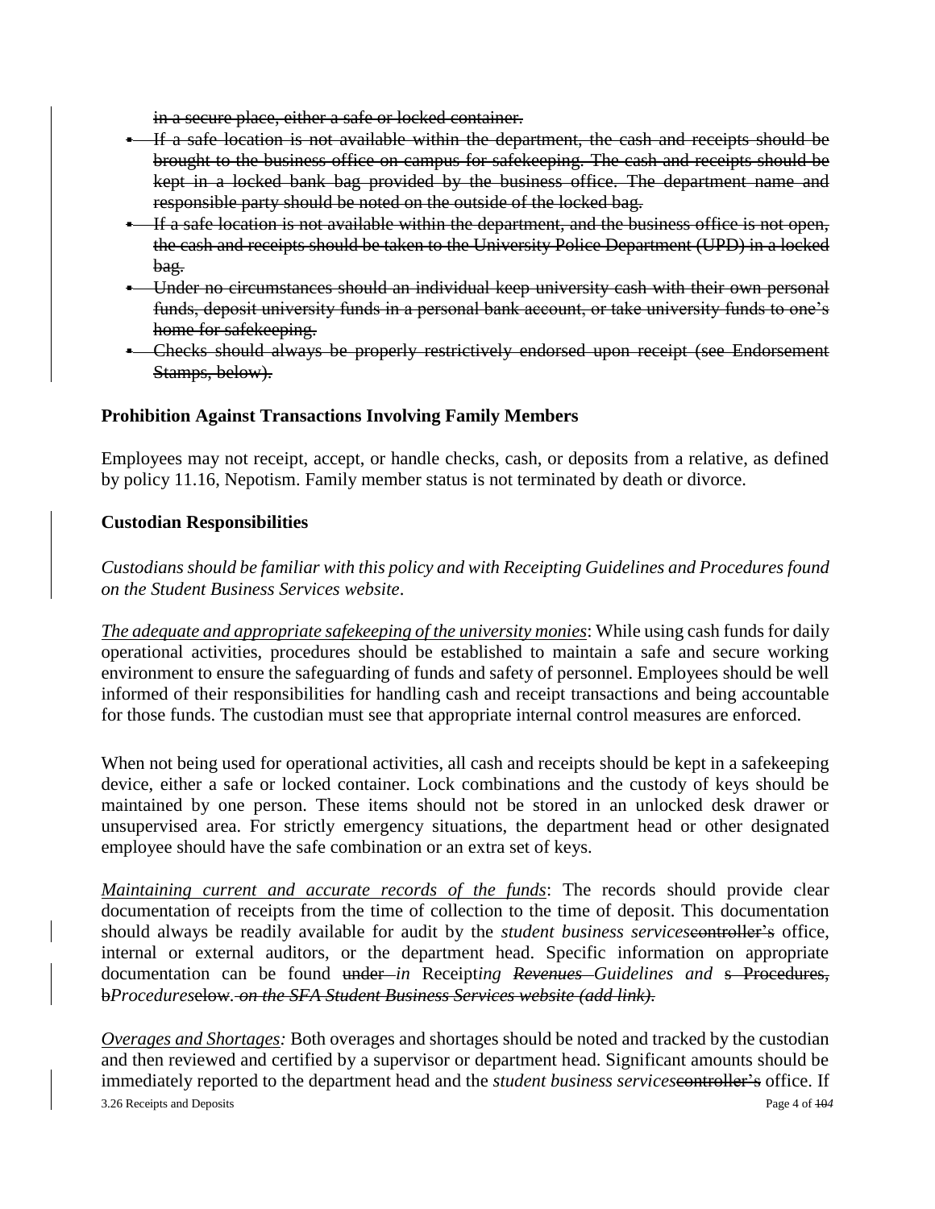~~in a secure place, either a safe or locked container.~~

- ~~If a safe location is not available within the department, the cash and receipts should be brought to the business office on campus for safekeeping. The cash and receipts should be kept in a locked bank bag provided by the business office. The department name and responsible party should be noted on the outside of the locked bag.~~
- ~~If a safe location is not available within the department, and the business office is not open, the cash and receipts should be taken to the University Police Department (UPD) in a locked bag.~~
- ~~Under no circumstances should an individual keep university cash with their own personal funds, deposit university funds in a personal bank account, or take university funds to one's home for safekeeping.~~
- ~~Checks should always be properly restrictively endorsed upon receipt (see Endorsement Stamps, below).~~

**Prohibition Against Transactions Involving Family Members**

Employees may not receipt, accept, or handle checks, cash, or deposits from a relative, as defined by policy 11.16, Nepotism. Family member status is not terminated by death or divorce.

**Custodian Responsibilities**

*Custodians should be familiar with this policy and with Receipting Guidelines and Procedures found on the Student Business Services website*.

*The adequate and appropriate safekeeping of the university monies*: While using cash funds for daily operational activities, procedures should be established to maintain a safe and secure working environment to ensure the safeguarding of funds and safety of personnel. Employees should be well informed of their responsibilities for handling cash and receipt transactions and being accountable for those funds. The custodian must see that appropriate internal control measures are enforced.

When not being used for operational activities, all cash and receipts should be kept in a safekeeping device, either a safe or locked container. Lock combinations and the custody of keys should be maintained by one person. These items should not be stored in an unlocked desk drawer or unsupervised area. For strictly emergency situations, the department head or other designated employee should have the safe combination or an extra set of keys.

*Maintaining current and accurate records of the funds*: The records should provide clear documentation of receipts from the time of collection to the time of deposit. This documentation should always be readily available for audit by the *student business services*~~controller's~~ office, internal or external auditors, or the department head. Specific information on appropriate documentation can be found ~~under~~ *in* Receipt*ing* ~~*Revenues*~~ *Guidelines and* ~~s Procedures, b~~*Procedures*~~elow.~~ ~~*on the SFA Student Business Services website (add link).*~~

*Overages and Shortages:* Both overages and shortages should be noted and tracked by the custodian and then reviewed and certified by a supervisor or department head. Significant amounts should be immediately reported to the department head and the *student business services*~~controller's~~ office. If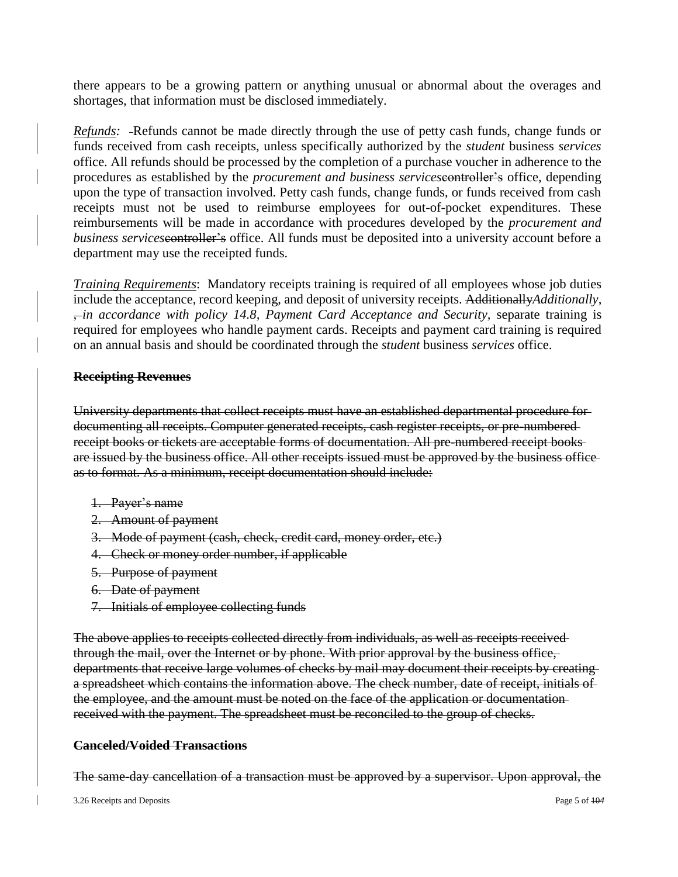there appears to be a growing pattern or anything unusual or abnormal about the overages and shortages, that information must be disclosed immediately.

*Refunds:* -Refunds cannot be made directly through the use of petty cash funds, change funds or funds received from cash receipts, unless specifically authorized by the *student* business *services* office. All refunds should be processed by the completion of a purchase voucher in adherence to the procedures as established by the *procurement and business services*~~controller's~~ office, depending upon the type of transaction involved. Petty cash funds, change funds, or funds received from cash receipts must not be used to reimburse employees for out-of-pocket expenditures. These reimbursements will be made in accordance with procedures developed by the *procurement and business services*~~controller's~~ office. All funds must be deposited into a university account before a department may use the receipted funds.

*Training Requirements*: Mandatory receipts training is required of all employees whose job duties include the acceptance, record keeping, and deposit of university receipts. ~~Additionally~~*Additionally*, ~~,~~ *in accordance with policy 14.8, Payment Card Acceptance and Security,* separate training is required for employees who handle payment cards. Receipts and payment card training is required on an annual basis and should be coordinated through the *student* business *services* office.

~~**Receipting Revenues**~~

~~University departments that collect receipts must have an established departmental procedure for documenting all receipts. Computer generated receipts, cash register receipts, or pre-numbered receipt books or tickets are acceptable forms of documentation. All pre-numbered receipt books are issued by the business office. All other receipts issued must be approved by the business office as to format. As a minimum, receipt documentation should include:~~

1. ~~Payer's name~~
2. ~~Amount of payment~~
3. ~~Mode of payment (cash, check, credit card, money order, etc.)~~
4. ~~Check or money order number, if applicable~~
5. ~~Purpose of payment~~
6. ~~Date of payment~~
7. ~~Initials of employee collecting funds~~

~~The above applies to receipts collected directly from individuals, as well as receipts received through the mail, over the Internet or by phone. With prior approval by the business office, departments that receive large volumes of checks by mail may document their receipts by creating a spreadsheet which contains the information above. The check number, date of receipt, initials of the employee, and the amount must be noted on the face of the application or documentation received with the payment. The spreadsheet must be reconciled to the group of checks.~~

~~**Canceled/Voided Transactions**~~

~~The same-day cancellation of a transaction must be approved by a supervisor. Upon approval, the~~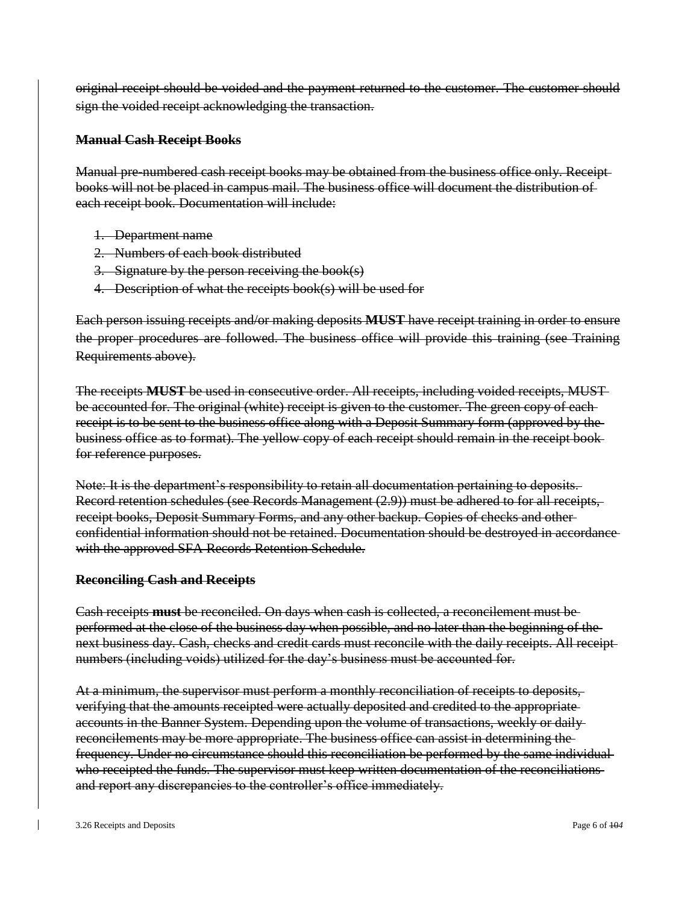original receipt should be voided and the payment returned to the customer. The customer should sign the voided receipt acknowledging the transaction.

**Manual Cash Receipt Books**

Manual pre-numbered cash receipt books may be obtained from the business office only. Receipt books will not be placed in campus mail. The business office will document the distribution of each receipt book. Documentation will include:

1. Department name
2. Numbers of each book distributed
3. Signature by the person receiving the book(s)
4. Description of what the receipts book(s) will be used for

Each person issuing receipts and/or making deposits **MUST** have receipt training in order to ensure the proper procedures are followed. The business office will provide this training (see Training Requirements above).

The receipts **MUST** be used in consecutive order. All receipts, including voided receipts, MUST be accounted for. The original (white) receipt is given to the customer. The green copy of each receipt is to be sent to the business office along with a Deposit Summary form (approved by the business office as to format). The yellow copy of each receipt should remain in the receipt book for reference purposes.

Note: It is the department's responsibility to retain all documentation pertaining to deposits. Record retention schedules (see Records Management (2.9)) must be adhered to for all receipts, receipt books, Deposit Summary Forms, and any other backup. Copies of checks and other confidential information should not be retained. Documentation should be destroyed in accordance with the approved SFA Records Retention Schedule.

**Reconciling Cash and Receipts**

Cash receipts **must** be reconciled. On days when cash is collected, a reconcilement must be performed at the close of the business day when possible, and no later than the beginning of the next business day. Cash, checks and credit cards must reconcile with the daily receipts. All receipt numbers (including voids) utilized for the day's business must be accounted for.

At a minimum, the supervisor must perform a monthly reconciliation of receipts to deposits, verifying that the amounts receipted were actually deposited and credited to the appropriate accounts in the Banner System. Depending upon the volume of transactions, weekly or daily reconcilements may be more appropriate. The business office can assist in determining the frequency. Under no circumstance should this reconciliation be performed by the same individual who receipted the funds. The supervisor must keep written documentation of the reconciliations and report any discrepancies to the controller's office immediately.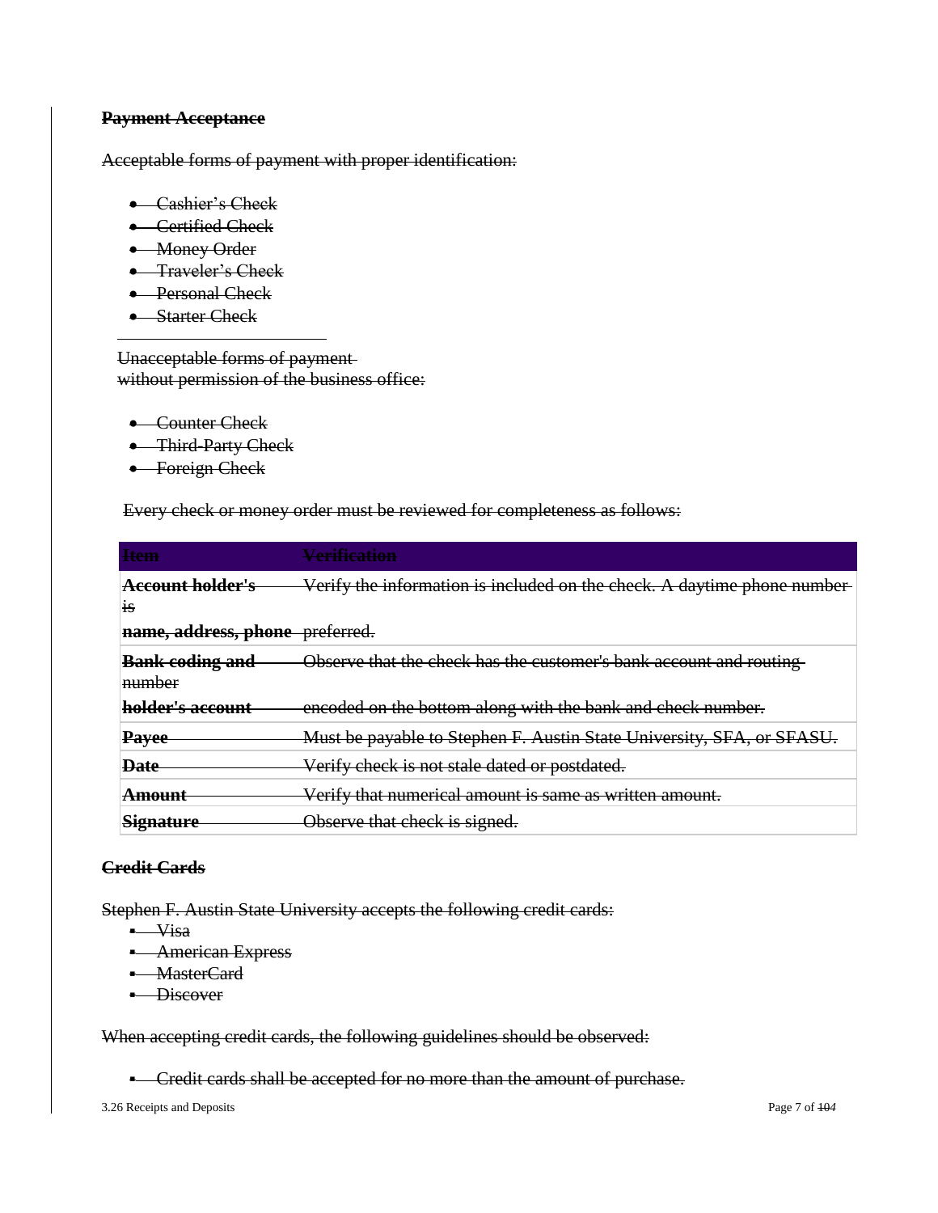**Payment Acceptance**

Acceptable forms of payment with proper identification:

- Cashier's Check
- Certified Check
- Money Order
- Traveler's Check
- Personal Check
- Starter Check

Unacceptable forms of payment without permission of the business office:

- Counter Check
- Third-Party Check
- Foreign Check

Every check or money order must be reviewed for completeness as follows:

| Item | Verification |
| --- | --- |
| **Account holder's name, address, phone** | Verify the information is included on the check. A daytime phone number is preferred. |
| **Bank coding and holder's account number** | Observe that the check has the customer's bank account and routing encoded on the bottom along with the bank and check number. |
| **Payee** | Must be payable to Stephen F. Austin State University, SFA, or SFASU. |
| **Date** | Verify check is not stale dated or postdated. |
| **Amount** | Verify that numerical amount is same as written amount. |
| **Signature** | Observe that check is signed. |

**Credit Cards**

Stephen F. Austin State University accepts the following credit cards:

- Visa
- American Express
- MasterCard
- Discover

When accepting credit cards, the following guidelines should be observed:

- Credit cards shall be accepted for no more than the amount of purchase.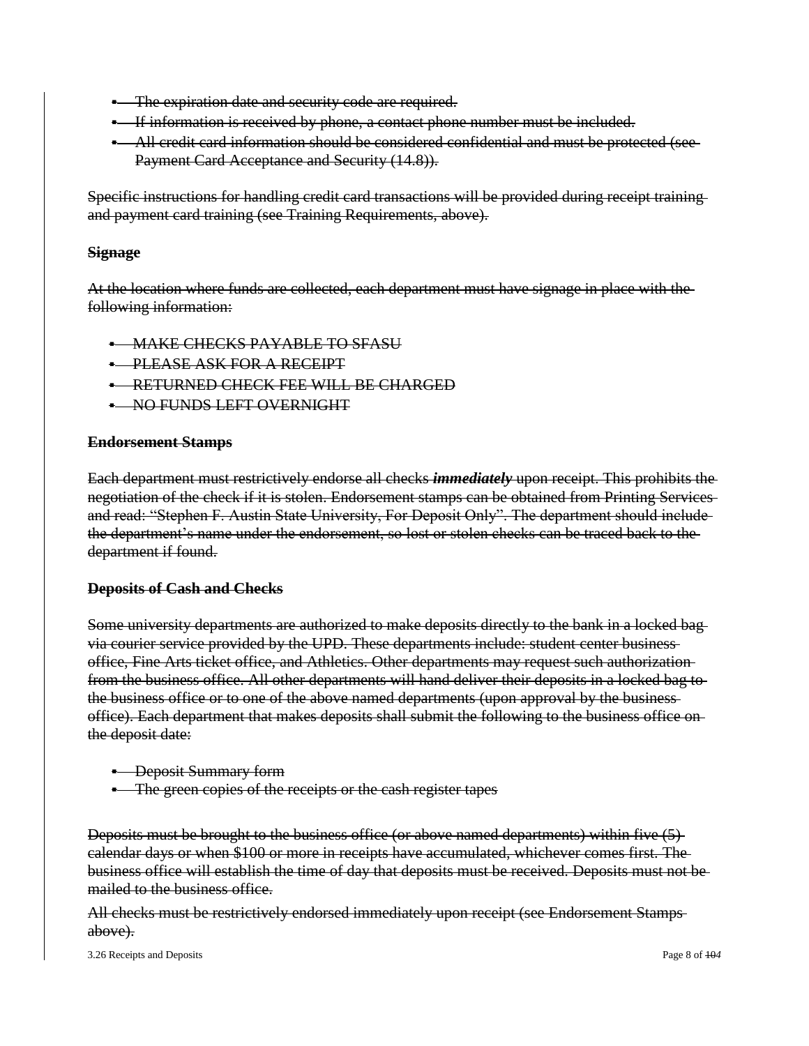- The expiration date and security code are required.
- If information is received by phone, a contact phone number must be included.
- All credit card information should be considered confidential and must be protected (see Payment Card Acceptance and Security (14.8)).

Specific instructions for handling credit card transactions will be provided during receipt training and payment card training (see Training Requirements, above).

**Signage**

At the location where funds are collected, each department must have signage in place with the following information:

- MAKE CHECKS PAYABLE TO SFASU
- PLEASE ASK FOR A RECEIPT
- RETURNED CHECK FEE WILL BE CHARGED
- NO FUNDS LEFT OVERNIGHT

**Endorsement Stamps**

Each department must restrictively endorse all checks ***immediately*** upon receipt. This prohibits the negotiation of the check if it is stolen. Endorsement stamps can be obtained from Printing Services and read: "Stephen F. Austin State University, For Deposit Only". The department should include the department's name under the endorsement, so lost or stolen checks can be traced back to the department if found.

**Deposits of Cash and Checks**

Some university departments are authorized to make deposits directly to the bank in a locked bag via courier service provided by the UPD. These departments include: student center business office, Fine Arts ticket office, and Athletics. Other departments may request such authorization from the business office. All other departments will hand deliver their deposits in a locked bag to the business office or to one of the above named departments (upon approval by the business office). Each department that makes deposits shall submit the following to the business office on the deposit date:

- Deposit Summary form
- The green copies of the receipts or the cash register tapes

Deposits must be brought to the business office (or above named departments) within five (5) calendar days or when $100 or more in receipts have accumulated, whichever comes first. The business office will establish the time of day that deposits must be received. Deposits must not be mailed to the business office.

All checks must be restrictively endorsed immediately upon receipt (see Endorsement Stamps above).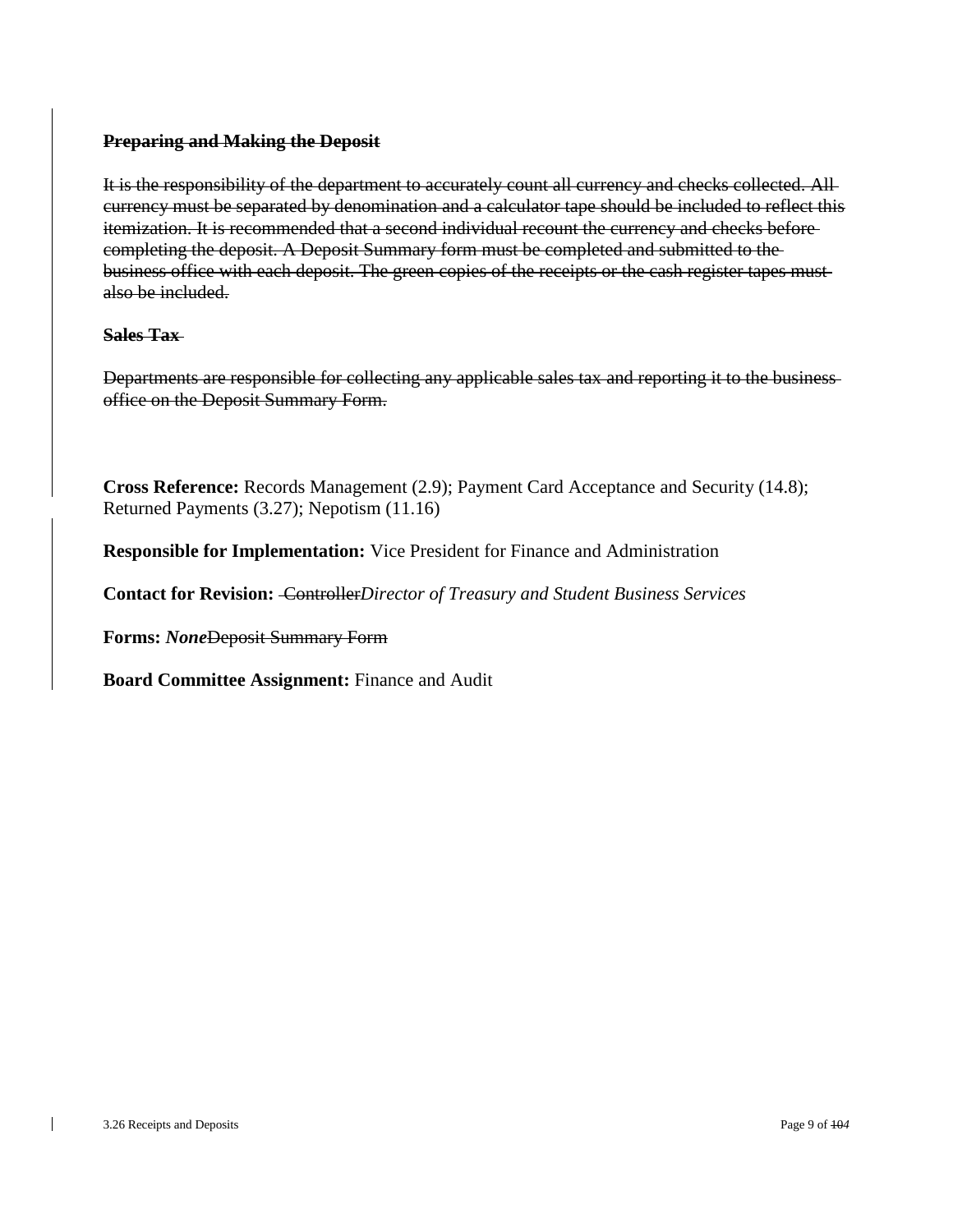**~~Preparing and Making the Deposit~~**

~~It is the responsibility of the department to accurately count all currency and checks collected. All currency must be separated by denomination and a calculator tape should be included to reflect this itemization. It is recommended that a second individual recount the currency and checks before completing the deposit. A Deposit Summary form must be completed and submitted to the business office with each deposit. The green copies of the receipts or the cash register tapes must also be included.~~

**~~Sales Tax~~**

~~Departments are responsible for collecting any applicable sales tax and reporting it to the business office on the Deposit Summary Form.~~

**Cross Reference:** Records Management (2.9); Payment Card Acceptance and Security (14.8); Returned Payments (3.27); Nepotism (11.16)

**Responsible for Implementation:** Vice President for Finance and Administration

**Contact for Revision:** ~~Controller~~*Director of Treasury and Student Business Services*

**Forms:** ***None***~~Deposit Summary Form~~

**Board Committee Assignment:** Finance and Audit